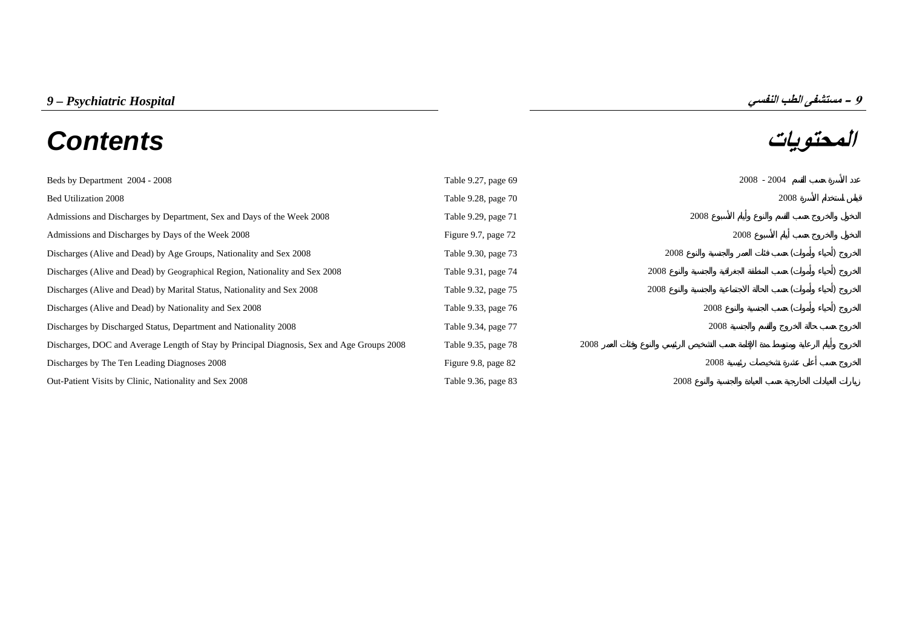## 9 – Psychiatric Hospital

## 9 – مستشفى الطب النفسي

# Contents

# المحتويات

| Contents | Reference | المحتويات |
|---|---|---|
| Beds by Department 2004 - 2008 | Table 9.27, page 69 | عدد الأسرة حسب القسم 2004 - 2008 |
| Bed Utilization 2008 | Table 9.28, page 70 | قياس استخدام الأسرة 2008 |
| Admissions and Discharges by Department, Sex and Days of the Week 2008 | Table 9.29, page 71 | الدخول والخروج حسب القسم والنوع وأيام الأسبوع 2008 |
| Admissions and Discharges by Days of the Week 2008 | Figure 9.7, page 72 | الدخول والخروج حسب أيام الأسبوع 2008 |
| Discharges (Alive and Dead) by Age Groups, Nationality and Sex 2008 | Table 9.30, page 73 | الخروج (أحياء وأموات) حسب فئات العمر والجنسية والنوع 2008 |
| Discharges (Alive and Dead) by Geographical Region, Nationality and Sex 2008 | Table 9.31, page 74 | الخروج (أحياء وأموات) حسب المنطقة الجغرافية والجنسية والنوع 2008 |
| Discharges (Alive and Dead) by Marital Status, Nationality and Sex 2008 | Table 9.32, page 75 | الخروج (أحياء وأموات) حسب الحالة الاجتماعية والجنسية والنوع 2008 |
| Discharges (Alive and Dead) by Nationality and Sex 2008 | Table 9.33, page 76 | الخروج (أحياء وأموات) حسب الجنسية والنوع 2008 |
| Discharges by Discharged Status, Department and Nationality 2008 | Table 9.34, page 77 | الخروج حسب حالة الخروج والقسم والجنسية 2008 |
| Discharges, DOC and Average Length of Stay by Principal Diagnosis, Sex and Age Groups 2008 | Table 9.35, page 78 | الخروج وأيام الرعاية ومتوسط مدة الإقامة حسب التشخيص الرئيسي والنوع وفئات العمر 2008 |
| Discharges by The Ten Leading Diagnoses 2008 | Figure 9.8, page 82 | الخروج حسب أعلى عشرة تشخيصات رئيسية 2008 |
| Out-Patient Visits by Clinic, Nationality and Sex 2008 | Table 9.36, page 83 | زيارات العيادات الخارجية حسب العيادة والجنسية والنوع 2008 |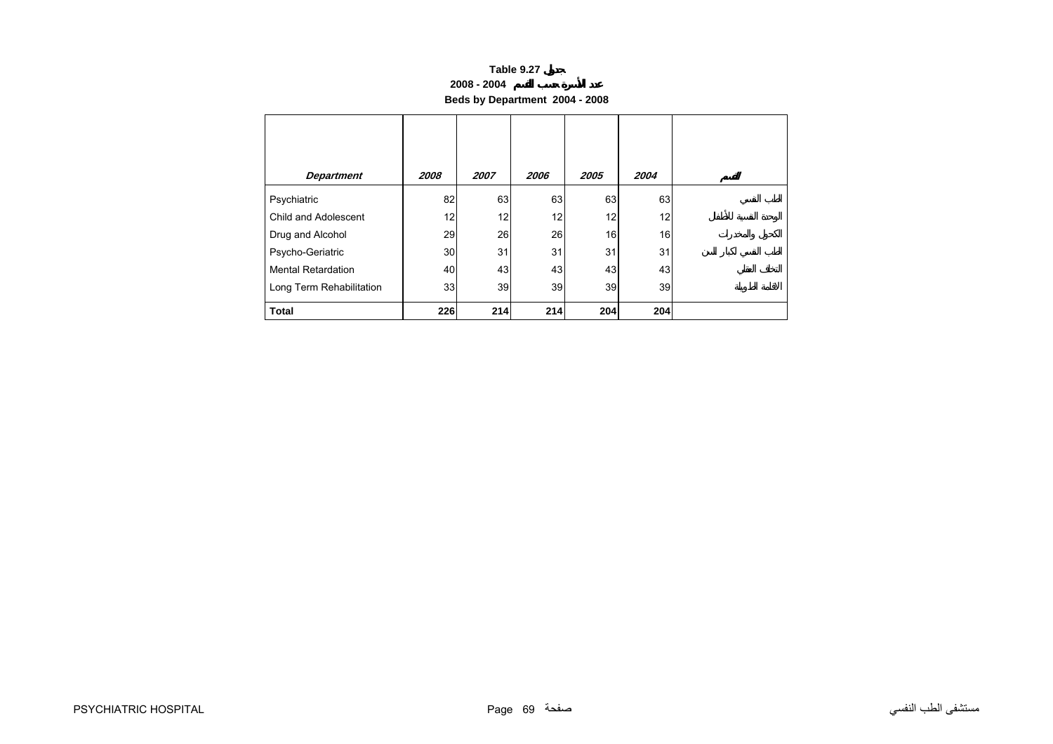# Table 9.27 جدول

## 2008 - 2004 عدد الأسرة حسب القسم

## Beds by Department 2004 - 2008

| *Department* | *2008* | *2007* | *2006* | *2005* | *2004* | *القسم* |
|---|---|---|---|---|---|---|
| Psychiatric | 82 | 63 | 63 | 63 | 63 | الطب النفسي |
| Child and Adolescent | 12 | 12 | 12 | 12 | 12 | الوحدة النفسية للأطفال |
| Drug and Alcohol | 29 | 26 | 26 | 16 | 16 | الكحول والمخدرات |
| Psycho-Geriatric | 30 | 31 | 31 | 31 | 31 | الطب النفسي لكبار السن |
| Mental Retardation | 40 | 43 | 43 | 43 | 43 | التخلف العقلي |
| Long Term Rehabilitation | 33 | 39 | 39 | 39 | 39 | الاقامة الطويلة |
| **Total** | **226** | **214** | **214** | **204** | **204** | |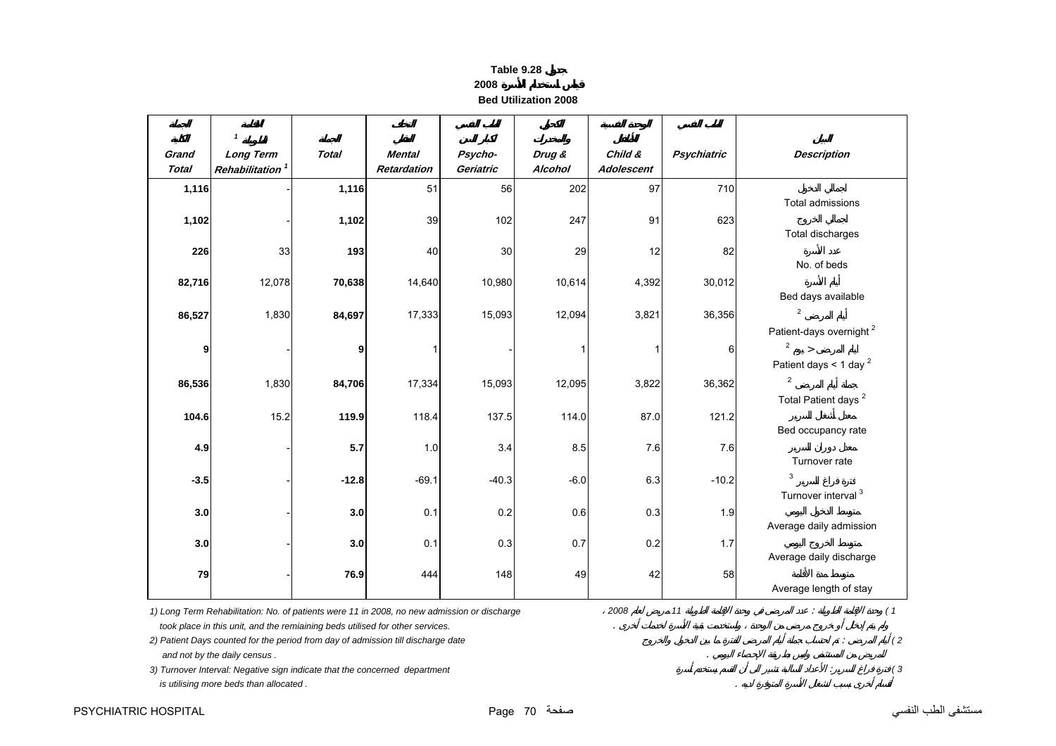# Table 9.28 جدول

## 2008 قياس استخدام الأسرة

## Bed Utilization 2008

| الجملة الكلية Grand Total | الإقامة الطويلة [1] Long Term Rehabilitation [1] | الجملة Total | التخلف العقلي Mental Retardation | الطب النفسي لكبار السن Psycho-Geriatric | الكحول والمخدرات Drug & Alcohol | الوحدة النفسية للأطفال Child & Adolescent | الطب النفسي Psychiatric | البيان Description |
|---|---|---|---|---|---|---|---|---|
| **1,116** | - | **1,116** | 51 | 56 | 202 | 97 | 710 | إجمالي الدخول Total admissions |
| **1,102** | - | **1,102** | 39 | 102 | 247 | 91 | 623 | إجمالي الخروج Total discharges |
| **226** | 33 | **193** | 40 | 30 | 29 | 12 | 82 | عدد الأسرة No. of beds |
| **82,716** | 12,078 | **70,638** | 14,640 | 10,980 | 10,614 | 4,392 | 30,012 | أيام الأسرة Bed days available |
| **86,527** | 1,830 | **84,697** | 17,333 | 15,093 | 12,094 | 3,821 | 36,356 | أيام المرضى [2] Patient-days overnight [2] |
| **9** | - | **9** | 1 | - | 1 | 1 | 6 | أيام المرضى < يوم [2] Patient days < 1 day [2] |
| **86,536** | 1,830 | **84,706** | 17,334 | 15,093 | 12,095 | 3,822 | 36,362 | جملة أيام المرضى [2] Total Patient days [2] |
| **104.6** | 15.2 | **119.9** | 118.4 | 137.5 | 114.0 | 87.0 | 121.2 | معدل أشغال السرير Bed occupancy rate |
| **4.9** | - | **5.7** | 1.0 | 3.4 | 8.5 | 7.6 | 7.6 | معدل دوران السرير Turnover rate |
| **-3.5** | - | **-12.8** | -69.1 | -40.3 | -6.0 | 6.3 | -10.2 | فترة فراغ السرير [3] Turnover interval [3] |
| **3.0** | - | **3.0** | 0.1 | 0.2 | 0.6 | 0.3 | 1.9 | متوسط الدخول اليومي Average daily admission |
| **3.0** | - | **3.0** | 0.1 | 0.3 | 0.7 | 0.2 | 1.7 | متوسط الخروج اليومي Average daily discharge |
| **79** | - | **76.9** | 444 | 148 | 49 | 42 | 58 | متوسط مدة الأقامة Average length of stay |

1) Long Term Rehabilitation: No. of patients were 11 in 2008, no new admission or discharge took place in this unit, and the remiaining beds utilised for other services.

1 ) وحدة الإقامة الطويلة : عدد المرضى في وحدة الإقامة الطويلة 11 مريض لعام 2008 ، ولم يتم إدخال أو خروج مريض من الوحدة ، وإستخدمت بقية الأسرة لخدمات أخرى .

2) Patient Days counted for the period from day of admission till discharge date and not by the daily census .

2 ) أيام المرضى : تم إحتساب جملة أيام المرضى للفترة ما بين الدخول والخروج للمريض من المستشفى وليس بطريقة الإحصاء اليومي .

3) Turnover Interval: Negative sign indicate that the concerned department is utilising more beds than allocated .

3 ) فترة فراغ السرير: الأعداد السالبة تشير الى أن القسم يستخدم أسرة أقسام أخرى بسبب إنشغال الأسرة المتوفرة لديه .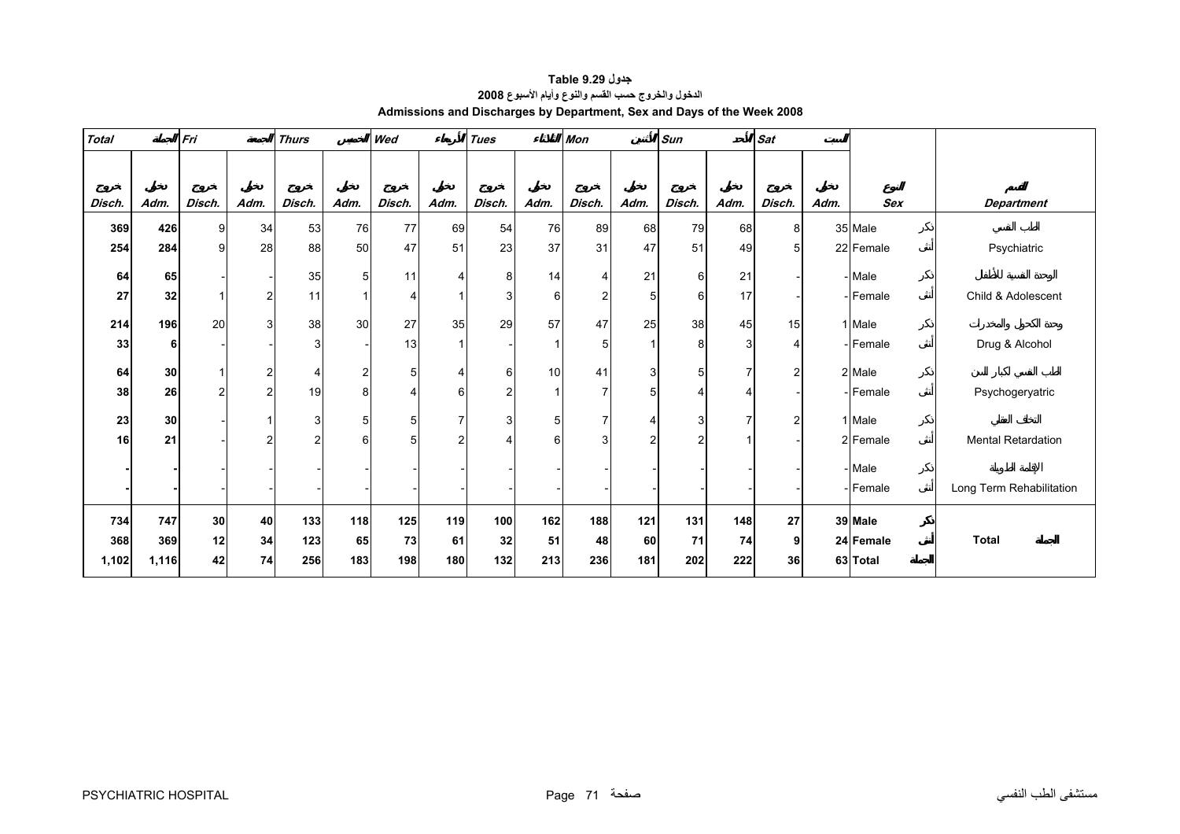**جدول Table 9.29**

**الدخول والخروج حسب القسم والنوع وأيام الأسبوع 2008**

**Admissions and Discharges by Department, Sex and Days of the Week 2008**

| Total الجملة | | Fri الجمعة | | Thurs الخميس | | Wed الأربعاء | | Tues الثلاثاء | | Mon الأثنين | | Sun الأحد | | Sat السبت | | | | | |
|---|---|---|---|---|---|---|---|---|---|---|---|---|---|---|---|---|---|---|---|
| خروج Disch. | دخول Adm. | خروج Disch. | دخول Adm. | خروج Disch. | دخول Adm. | خروج Disch. | دخول Adm. | خروج Disch. | دخول Adm. | خروج Disch. | دخول Adm. | خروج Disch. | دخول Adm. | خروج Disch. | دخول Adm. | Sex | النوع | Department | القسم |
| **369** | **426** | 9 | 34 | 53 | 76 | 77 | 69 | 54 | 76 | 89 | 68 | 79 | 68 | 8 | 35 | Male | ذكر | Psychiatric | الطب النفسي |
| **254** | **284** | 9 | 28 | 88 | 50 | 47 | 51 | 23 | 37 | 31 | 47 | 51 | 49 | 5 | 22 | Female | أنثى | | |
| **64** | **65** | - | - | 35 | 5 | 11 | 4 | 8 | 14 | 4 | 21 | 6 | 21 | - | - | Male | ذكر | Child & Adolescent | الوحدة النفسية للأطفال |
| **27** | **32** | 1 | 2 | 11 | 1 | 4 | 1 | 3 | 6 | 2 | 5 | 6 | 17 | - | - | Female | أنثى | | |
| **214** | **196** | 20 | 3 | 38 | 30 | 27 | 35 | 29 | 57 | 47 | 25 | 38 | 45 | 15 | 1 | Male | ذكر | Drug & Alcohol | وحدة الكحول والمخدرات |
| **33** | **6** | - | - | 3 | - | 13 | 1 | - | 1 | 5 | 1 | 8 | 3 | 4 | - | Female | أنثى | | |
| **64** | **30** | 1 | 2 | 4 | 2 | 5 | 4 | 6 | 10 | 41 | 3 | 5 | 7 | 2 | 2 | Male | ذكر | Psychogeryatric | الطب النفسي لكبار السن |
| **38** | **26** | 2 | 2 | 19 | 8 | 4 | 6 | 2 | 1 | 7 | 5 | 4 | 4 | - | - | Female | أنثى | | |
| **23** | **30** | - | 1 | 3 | 5 | 5 | 7 | 3 | 5 | 7 | 4 | 3 | 7 | 2 | 1 | Male | ذكر | Mental Retardation | التخلف العقلي |
| **16** | **21** | - | 2 | 2 | 6 | 5 | 2 | 4 | 6 | 3 | 2 | 2 | 1 | - | 2 | Female | أنثى | | |
| **-** | **-** | - | - | - | - | - | - | - | - | - | - | - | - | - | - | Male | ذكر | Long Term Rehabilitation | الإقامة الطويلة |
| **-** | **-** | - | - | - | - | - | - | - | - | - | - | - | - | - | - | Female | أنثى | | |
| **734** | **747** | **30** | **40** | **133** | **118** | **125** | **119** | **100** | **162** | **188** | **121** | **131** | **148** | **27** | **39** | **Male** | **ذكر** | **Total** | **الجملة** |
| **368** | **369** | **12** | **34** | **123** | **65** | **73** | **61** | **32** | **51** | **48** | **60** | **71** | **74** | **9** | **24** | **Female** | **أنثى** | | |
| **1,102** | **1,116** | **42** | **74** | **256** | **183** | **198** | **180** | **132** | **213** | **236** | **181** | **202** | **222** | **36** | **63** | **Total** | **الجملة** | | |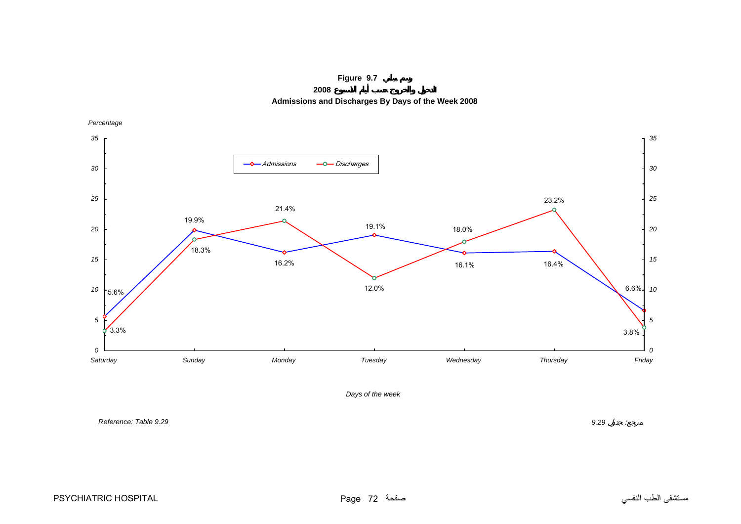**Figure 9.7 رسم بياني**

**الدخول والخروج حسب أيام الاسبوع 2008**

**Admissions and Discharges By Days of the Week 2008**

*Percentage*

| Days of the week | Admissions | Discharges |
|---|---|---|
| Saturday | 5.6% | 3.3% |
| Sunday | 19.9% | 18.3% |
| Monday | 16.2% | 21.4% |
| Tuesday | 19.1% | 12.0% |
| Wednesday | 16.1% | 18.0% |
| Thursday | 16.4% | 23.2% |
| Friday | 6.6% | 3.8% |

*Reference: Table 9.29* 　　　　　　　　　　*مرجع: جدول 9.29*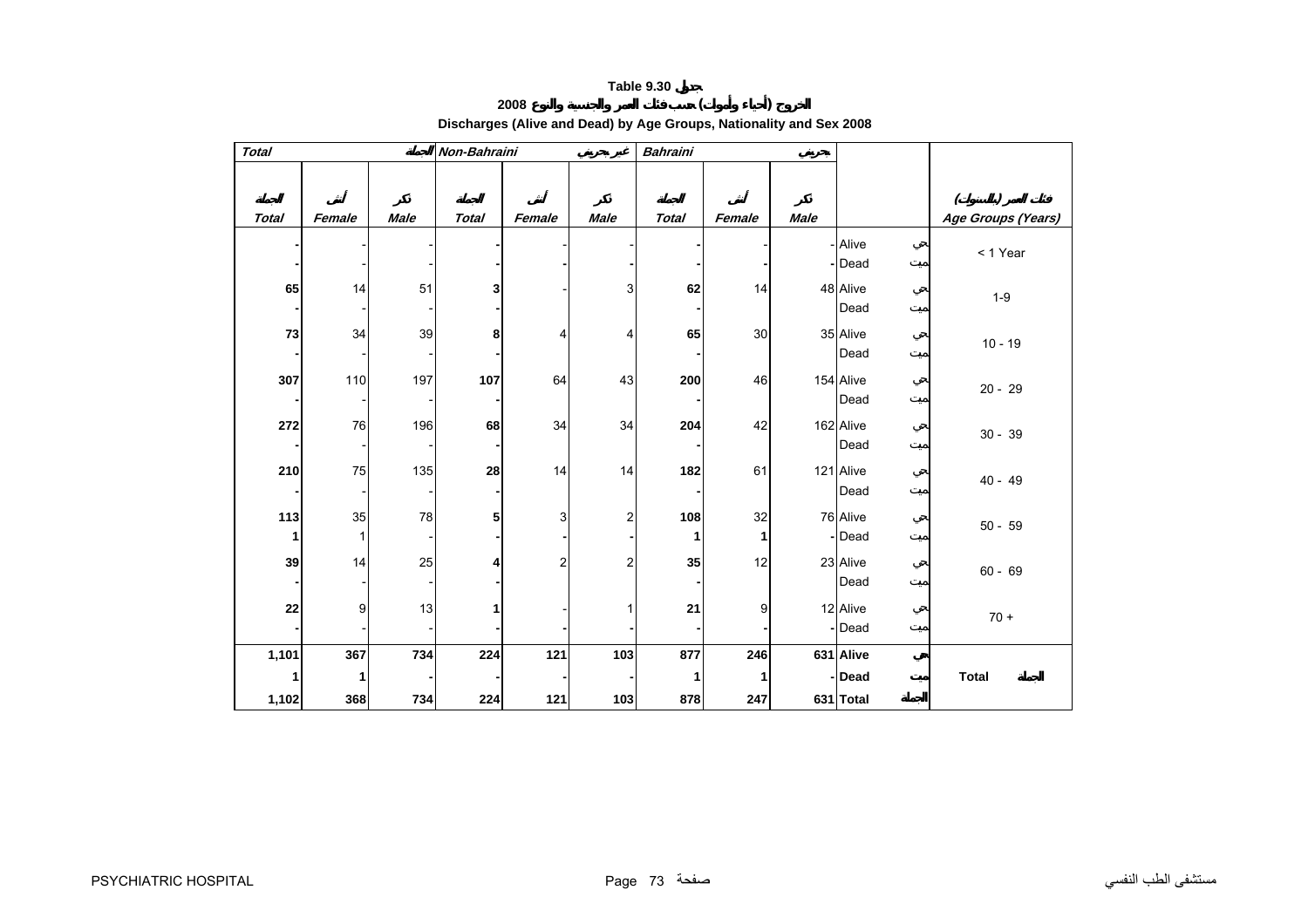# Table 9.30 جدول

## الخروج (أحياء وأموات) حسب فئات العمر والجنسية والنوع 2008

## Discharges (Alive and Dead) by Age Groups, Nationality and Sex 2008

| Total الجملة | | | Non-Bahraini غير بحريني | | | Bahraini بحريني | | | | | |
|---|---|---|---|---|---|---|---|---|---|---|---|
| الجملة Total | أنثى Female | ذكر Male | الجملة Total | أنثى Female | ذكر Male | الجملة Total | أنثى Female | ذكر Male | | | فئات العمر (بالسنوات) Age Groups (Years) |
| - | - | - | - | - | - | - | - | - | Alive | حي | < 1 Year |
| - | - | - | - | - | - | - | - | - | Dead | ميت | |
| 65 | 14 | 51 | 3 | - | 3 | 62 | 14 | 48 | Alive | حي | 1-9 |
| - | - | - | - | | | - | | | Dead | ميت | |
| 73 | 34 | 39 | 8 | 4 | 4 | 65 | 30 | 35 | Alive | حي | 10 - 19 |
| - | - | - | - | | | - | | | Dead | ميت | |
| 307 | 110 | 197 | 107 | 64 | 43 | 200 | 46 | 154 | Alive | حي | 20 - 29 |
| - | - | - | - | | | - | | | Dead | ميت | |
| 272 | 76 | 196 | 68 | 34 | 34 | 204 | 42 | 162 | Alive | حي | 30 - 39 |
| - | - | - | - | | | - | | | Dead | ميت | |
| 210 | 75 | 135 | 28 | 14 | 14 | 182 | 61 | 121 | Alive | حي | 40 - 49 |
| - | - | - | - | | | - | | | Dead | ميت | |
| 113 | 35 | 78 | 5 | 3 | 2 | 108 | 32 | 76 | Alive | حي | 50 - 59 |
| 1 | 1 | - | - | - | - | 1 | 1 | - | Dead | ميت | |
| 39 | 14 | 25 | 4 | 2 | 2 | 35 | 12 | 23 | Alive | حي | 60 - 69 |
| - | - | - | - | | | - | | | Dead | ميت | |
| 22 | 9 | 13 | 1 | - | 1 | 21 | 9 | 12 | Alive | حي | 70 + |
| - | - | - | - | - | - | - | - | - | Dead | ميت | |
| **1,101** | **367** | **734** | **224** | **121** | **103** | **877** | **246** | **631** | **Alive** | **حي** | **Total الجملة** |
| **1** | **1** | **-** | **-** | **-** | **-** | **1** | **1** | **-** | **Dead** | **ميت** | |
| **1,102** | **368** | **734** | **224** | **121** | **103** | **878** | **247** | **631** | **Total** | **الجملة** | |

PSYCHIATRIC HOSPITAL مستشفى الطب النفسي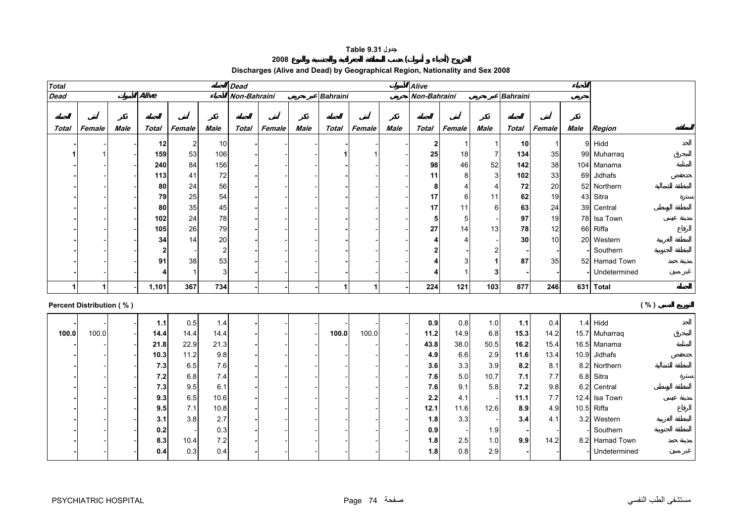**Table 9.31 جدول**

**الخروج (أحياء و أموات) حسب المنطقة الجغرافية والجنسية والنوع 2008**

**Discharges (Alive and Dead) by Geographical Region, Nationality and Sex 2008**

| Total المجموع | | | | | | Dead الأموات | | | | | | Alive الأحياء | | | | | | | |
|---|---|---|---|---|---|---|---|---|---|---|---|---|---|---|---|---|---|---|---|
| Dead الأموات | | | Alive الأحياء | | | Non-Bahraini غير بحريني | | | Bahraini بحريني | | | Non-Bahraini غير بحريني | | | Bahraini بحريني | | | | |
| المجموع Total | أنثى Female | ذكر Male | المجموع Total | أنثى Female | ذكر Male | المجموع Total | أنثى Female | ذكر Male | المجموع Total | أنثى Female | ذكر Male | المجموع Total | أنثى Female | ذكر Male | المجموع Total | أنثى Female | ذكر Male | Region | المنطقة |
| - | - | - | 12 | 2 | 10 | - | - | - | - | - | - | 2 | 1 | 1 | 10 | 1 | 9 | Hidd | الحد |
| 1 | 1 | - | 159 | 53 | 106 | - | - | - | 1 | 1 | - | 25 | 18 | 7 | 134 | 35 | 99 | Muharraq | المحرق |
| - | - | - | 240 | 84 | 156 | - | - | - | - | - | - | 98 | 46 | 52 | 142 | 38 | 104 | Manama | المنامة |
| - | - | - | 113 | 41 | 72 | - | - | - | - | - | - | 11 | 8 | 3 | 102 | 33 | 69 | Jidhafs | جدحفص |
| - | - | - | 80 | 24 | 56 | - | - | - | - | - | - | 8 | 4 | 4 | 72 | 20 | 52 | Northern | المنطقة الشمالية |
| - | - | - | 79 | 25 | 54 | - | - | - | - | - | - | 17 | 6 | 11 | 62 | 19 | 43 | Sitra | سترة |
| - | - | - | 80 | 35 | 45 | - | - | - | - | - | - | 17 | 11 | 6 | 63 | 24 | 39 | Central | المنطقة الوسطى |
| - | - | - | 102 | 24 | 78 | - | - | - | - | - | - | 5 | 5 | - | 97 | 19 | 78 | Isa Town | مدينة عيسى |
| - | - | - | 105 | 26 | 79 | - | - | - | - | - | - | 27 | 14 | 13 | 78 | 12 | 66 | Riffa | الرفاع |
| - | - | - | 34 | 14 | 20 | - | - | - | - | - | - | 4 | 4 | - | 30 | 10 | 20 | Western | المنطقة الغربية |
| - | - | - | 2 | - | 2 | - | - | - | - | - | - | 2 | - | 2 | - | - | - | Southern | المنطقة الجنوبية |
| - | - | - | 91 | 38 | 53 | - | - | - | - | - | - | 4 | 3 | 1 | 87 | 35 | 52 | Hamad Town | مدينة حمد |
| - | - | - | 4 | 1 | 3 | - | - | - | - | - | - | 4 | 1 | 3 | - | - | - | Undetermined | غير مبين |
| 1 | 1 | - | 1,101 | 367 | 734 | - | - | - | 1 | 1 | - | 224 | 121 | 103 | 877 | 246 | 631 | Total | المجموع |

**Percent Distribution ( % )** **التوزيع النسبي ( % )**

| المجموع Total | أنثى Female | ذكر Male | المجموع Total | أنثى Female | ذكر Male | المجموع Total | أنثى Female | ذكر Male | المجموع Total | أنثى Female | ذكر Male | المجموع Total | أنثى Female | ذكر Male | المجموع Total | أنثى Female | ذكر Male | Region | المنطقة |
|---|---|---|---|---|---|---|---|---|---|---|---|---|---|---|---|---|---|---|---|
| - | - | - | 1.1 | 0.5 | 1.4 | - | - | - | - | - | - | 0.9 | 0.8 | 1.0 | 1.1 | 0.4 | 1.4 | Hidd | الحد |
| 100.0 | 100.0 | - | 14.4 | 14.4 | 14.4 | - | - | - | 100.0 | 100.0 | - | 11.2 | 14.9 | 6.8 | 15.3 | 14.2 | 15.7 | Muharraq | المحرق |
| - | - | - | 21.8 | 22.9 | 21.3 | - | - | - | - | - | - | 43.8 | 38.0 | 50.5 | 16.2 | 15.4 | 16.5 | Manama | المنامة |
| - | - | - | 10.3 | 11.2 | 9.8 | - | - | - | - | - | - | 4.9 | 6.6 | 2.9 | 11.6 | 13.4 | 10.9 | Jidhafs | جدحفص |
| - | - | - | 7.3 | 6.5 | 7.6 | - | - | - | - | - | - | 3.6 | 3.3 | 3.9 | 8.2 | 8.1 | 8.2 | Northern | المنطقة الشمالية |
| - | - | - | 7.2 | 6.8 | 7.4 | - | - | - | - | - | - | 7.6 | 5.0 | 10.7 | 7.1 | 7.7 | 6.8 | Sitra | سترة |
| - | - | - | 7.3 | 9.5 | 6.1 | - | - | - | - | - | - | 7.6 | 9.1 | 5.8 | 7.2 | 9.8 | 6.2 | Central | المنطقة الوسطى |
| - | - | - | 9.3 | 6.5 | 10.6 | - | - | - | - | - | - | 2.2 | 4.1 | - | 11.1 | 7.7 | 12.4 | Isa Town | مدينة عيسى |
| - | - | - | 9.5 | 7.1 | 10.8 | - | - | - | - | - | - | 12.1 | 11.6 | 12.6 | 8.9 | 4.9 | 10.5 | Riffa | الرفاع |
| - | - | - | 3.1 | 3.8 | 2.7 | - | - | - | - | - | - | 1.8 | 3.3 | - | 3.4 | 4.1 | 3.2 | Western | المنطقة الغربية |
| - | - | - | 0.2 | - | 0.3 | - | - | - | - | - | - | 0.9 | - | 1.9 | - | - | - | Southern | المنطقة الجنوبية |
| - | - | - | 8.3 | 10.4 | 7.2 | - | - | - | - | - | - | 1.8 | 2.5 | 1.0 | 9.9 | 14.2 | 8.2 | Hamad Town | مدينة حمد |
| - | - | - | 0.4 | 0.3 | 0.4 | - | - | - | - | - | - | 1.8 | 0.8 | 2.9 | - | - | - | Undetermined | غير مبين |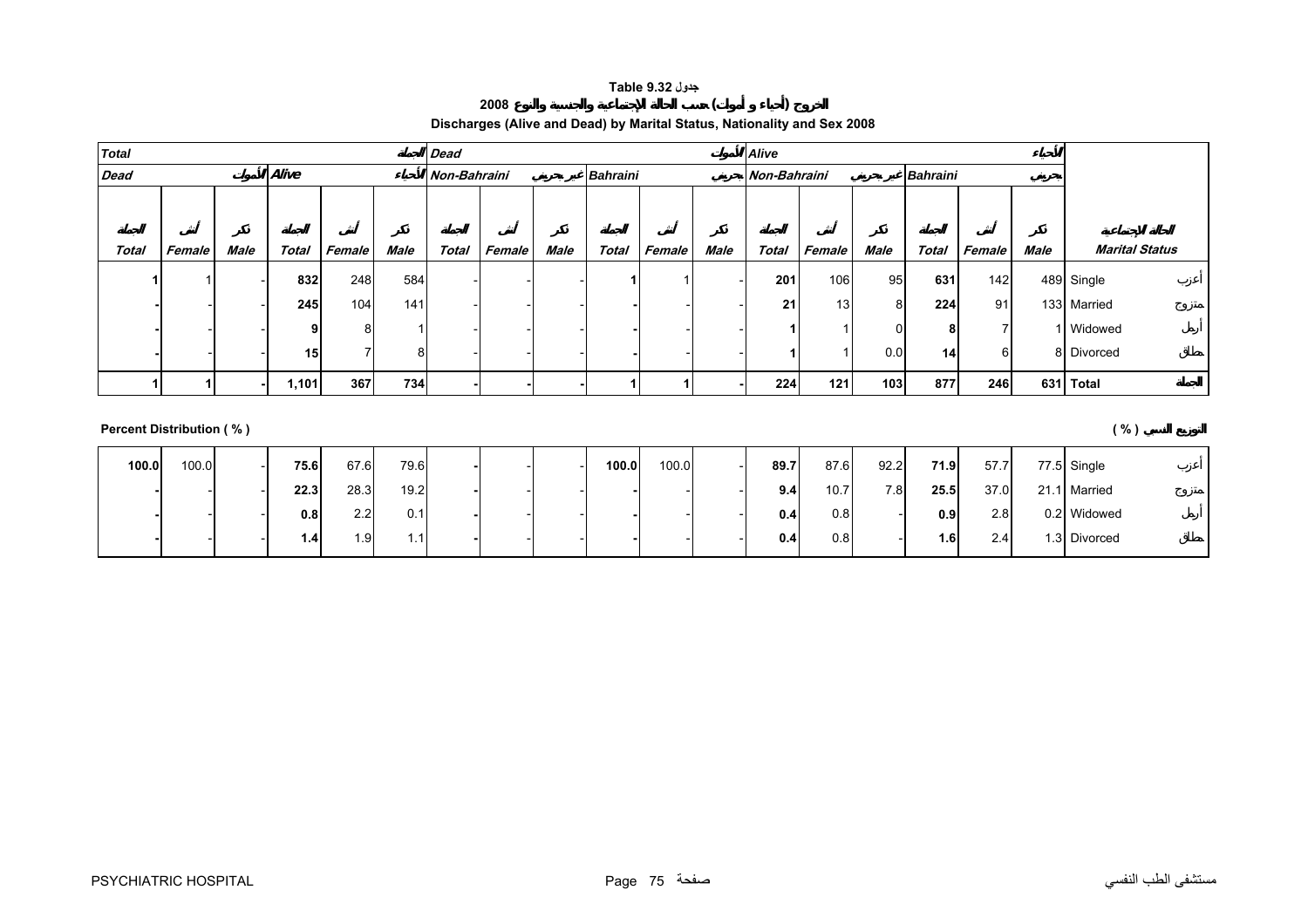**Table 9.32 جدول**

**الخروج (أحياء و أموات) حسب الحالة الإجتماعية والجنسية والنوع 2008**

**Discharges (Alive and Dead) by Marital Status, Nationality and Sex 2008**

| Total الجملة | | | | | | Dead الأموات | | | | | | Alive الأحياء | | | | | | | |
|---|---|---|---|---|---|---|---|---|---|---|---|---|---|---|---|---|---|---|---|
| Dead الأموات | | | Alive الأحياء | | | Non-Bahraini غير بحريني | | | Bahraini بحريني | | | Non-Bahraini غير بحريني | | | Bahraini بحريني | | | | |
| الجملة Total | أنثى Female | ذكر Male | الجملة Total | أنثى Female | ذكر Male | الجملة Total | أنثى Female | ذكر Male | الجملة Total | أنثى Female | ذكر Male | الجملة Total | أنثى Female | ذكر Male | الجملة Total | أنثى Female | ذكر Male | الحالة الإجتماعية Marital Status | |
| **1** | 1 | - | **832** | 248 | 584 | - | - | - | **1** | 1 | - | **201** | 106 | 95 | **631** | 142 | 489 | Single | أعزب |
| **-** | - | - | **245** | 104 | 141 | - | - | - | **-** | - | - | **21** | 13 | 8 | **224** | 91 | 133 | Married | متزوج |
| **-** | - | - | **9** | 8 | 1 | - | - | - | **-** | - | - | **1** | 1 | 0 | **8** | 7 | 1 | Widowed | أرمل |
| **-** | - | - | **15** | 7 | 8 | - | - | - | **-** | - | - | **1** | 1 | 0.0 | **14** | 6 | 8 | Divorced | مطلق |
| **1** | **1** | **-** | **1,101** | **367** | **734** | **-** | **-** | **-** | **1** | **1** | **-** | **224** | **121** | **103** | **877** | **246** | **631** | **Total** | **الجملة** |

**Percent Distribution ( % )** **التوزيع النسبي ( % )**

| Total | Female | Male | Total | Female | Male | Total | Female | Male | Total | Female | Male | Total | Female | Male | Total | Female | Male | Marital Status | |
|---|---|---|---|---|---|---|---|---|---|---|---|---|---|---|---|---|---|---|---|
| **100.0** | 100.0 | - | **75.6** | 67.6 | 79.6 | **-** | - | - | **100.0** | 100.0 | - | **89.7** | 87.6 | 92.2 | **71.9** | 57.7 | 77.5 | Single | أعزب |
| **-** | - | - | **22.3** | 28.3 | 19.2 | **-** | - | - | **-** | - | - | **9.4** | 10.7 | 7.8 | **25.5** | 37.0 | 21.1 | Married | متزوج |
| **-** | - | - | **0.8** | 2.2 | 0.1 | **-** | - | - | **-** | - | - | **0.4** | 0.8 | - | **0.9** | 2.8 | 0.2 | Widowed | أرمل |
| **-** | - | - | **1.4** | 1.9 | 1.1 | **-** | - | - | **-** | - | - | **0.4** | 0.8 | - | **1.6** | 2.4 | 1.3 | Divorced | مطلق |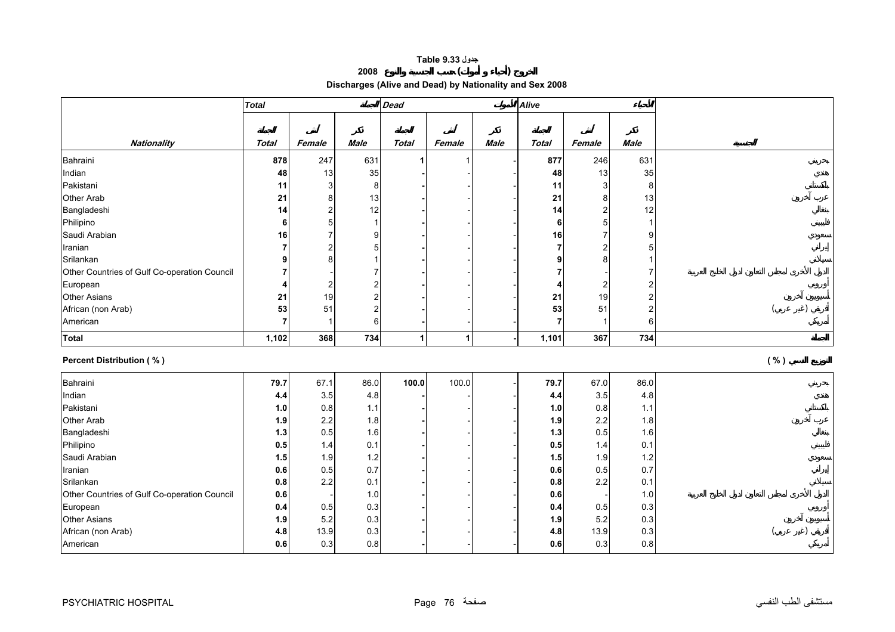**Table 9.33 جدول**

**الخروج (أحياء و أموات) حسب الجنسية والنوع 2008**

**Discharges (Alive and Dead) by Nationality and Sex 2008**

| | Total الجملة | | | Dead الأموات | | | Alive الأحياء | | | |
|---|---|---|---|---|---|---|---|---|---|---|
| Nationality | Total الجملة | Female أنثى | Male ذكر | Total الجملة | Female أنثى | Male ذكر | Total الجملة | Female أنثى | Male ذكر | الجنسية |
| Bahraini | **878** | 247 | 631 | **1** | 1 | - | **877** | 246 | 631 | بحريني |
| Indian | **48** | 13 | 35 | **-** | - | - | **48** | 13 | 35 | هندي |
| Pakistani | **11** | 3 | 8 | **-** | - | - | **11** | 3 | 8 | باكستاني |
| Other Arab | **21** | 8 | 13 | **-** | - | - | **21** | 8 | 13 | عرب آخرون |
| Bangladeshi | **14** | 2 | 12 | **-** | - | - | **14** | 2 | 12 | بنغالي |
| Philipino | **6** | 5 | 1 | **-** | - | - | **6** | 5 | 1 | فلبيني |
| Saudi Arabian | **16** | 7 | 9 | **-** | - | - | **16** | 7 | 9 | سعودي |
| Iranian | **7** | 2 | 5 | **-** | - | - | **7** | 2 | 5 | إيراني |
| Srilankan | **9** | 8 | 1 | **-** | - | - | **9** | 8 | 1 | سيلاني |
| Other Countries of Gulf Co-operation Council | **7** | - | 7 | **-** | - | - | **7** | - | 7 | الدول الأخرى لمجلس التعاون لدول الخليج العربية |
| European | **4** | 2 | 2 | **-** | - | - | **4** | 2 | 2 | أوروبي |
| Other Asians | **21** | 19 | 2 | **-** | - | - | **21** | 19 | 2 | آسيويون آخرون |
| African (non Arab) | **53** | 51 | 2 | **-** | - | - | **53** | 51 | 2 | أفريقي (غير عربي) |
| American | **7** | 1 | 6 | **-** | - | - | **7** | 1 | 6 | أمريكي |
| **Total** | **1,102** | **368** | **734** | **1** | **1** | **-** | **1,101** | **367** | **734** | **الجملة** |

**Percent Distribution ( % )** **التوزيع النسبي ( % )**

| Nationality | Total | Female | Male | Total | Female | Male | Total | Female | Male | الجنسية |
|---|---|---|---|---|---|---|---|---|---|---|
| Bahraini | **79.7** | 67.1 | 86.0 | **100.0** | 100.0 | - | **79.7** | 67.0 | 86.0 | بحريني |
| Indian | **4.4** | 3.5 | 4.8 | **-** | - | - | **4.4** | 3.5 | 4.8 | هندي |
| Pakistani | **1.0** | 0.8 | 1.1 | **-** | - | - | **1.0** | 0.8 | 1.1 | باكستاني |
| Other Arab | **1.9** | 2.2 | 1.8 | **-** | - | - | **1.9** | 2.2 | 1.8 | عرب آخرون |
| Bangladeshi | **1.3** | 0.5 | 1.6 | **-** | - | - | **1.3** | 0.5 | 1.6 | بنغالي |
| Philipino | **0.5** | 1.4 | 0.1 | **-** | - | - | **0.5** | 1.4 | 0.1 | فلبيني |
| Saudi Arabian | **1.5** | 1.9 | 1.2 | **-** | - | - | **1.5** | 1.9 | 1.2 | سعودي |
| Iranian | **0.6** | 0.5 | 0.7 | **-** | - | - | **0.6** | 0.5 | 0.7 | إيراني |
| Srilankan | **0.8** | 2.2 | 0.1 | **-** | - | - | **0.8** | 2.2 | 0.1 | سيلاني |
| Other Countries of Gulf Co-operation Council | **0.6** | - | 1.0 | **-** | - | - | **0.6** | - | 1.0 | الدول الأخرى لمجلس التعاون لدول الخليج العربية |
| European | **0.4** | 0.5 | 0.3 | **-** | - | - | **0.4** | 0.5 | 0.3 | أوروبي |
| Other Asians | **1.9** | 5.2 | 0.3 | **-** | - | - | **1.9** | 5.2 | 0.3 | آسيويون آخرون |
| African (non Arab) | **4.8** | 13.9 | 0.3 | **-** | - | - | **4.8** | 13.9 | 0.3 | أفريقي (غير عربي) |
| American | **0.6** | 0.3 | 0.8 | **-** | - | - | **0.6** | 0.3 | 0.8 | أمريكي |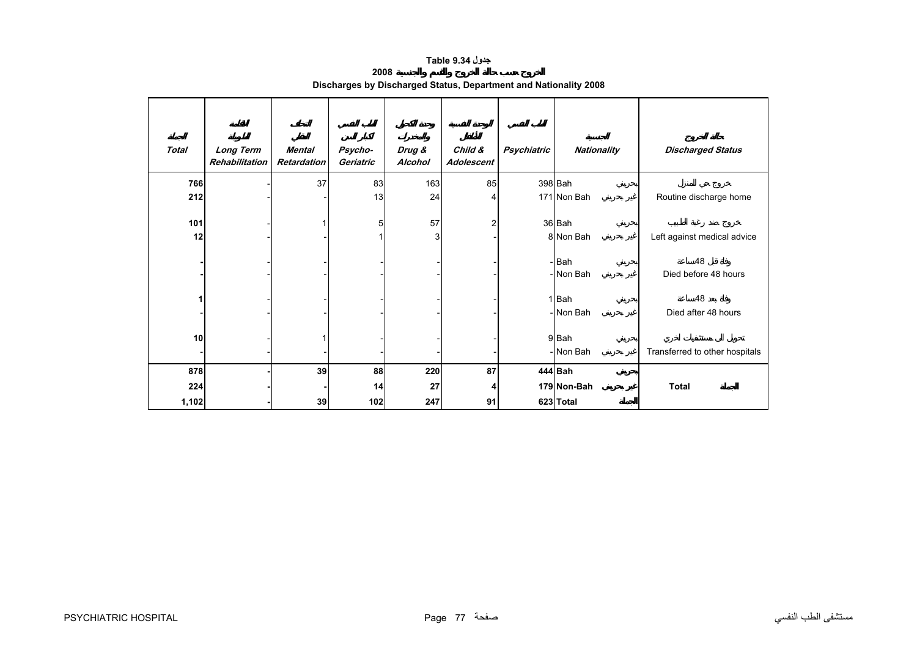# Table 9.34 جدول

## الخروج حسب حالة الخروج والقسم والجنسية 2008

## Discharges by Discharged Status, Department and Nationality 2008

| الجملة<br>*Total* | الفاعلة الطويلة<br>*Long Term Rehabilitation* | التخلف العقلي<br>*Mental Retardation* | الطب النفسي لكبار السن<br>*Psycho-Geriatric* | وحدة الكحول والمخدرات<br>*Drug & Alcohol* | الوحدة النفسية للأطفال<br>*Child & Adolescent* | الطب النفسي<br>*Psychiatric* | الجنسية<br>*Nationality* | | حالة الخروج<br>*Discharged Status* |
|---|---|---|---|---|---|---|---|---|---|
| **766** | - | 37 | 83 | 163 | 85 | 398 | Bah | بحريني | خروج حي للمنزل<br>Routine discharge home |
| **212** | - | - | 13 | 24 | 4 | 171 | Non Bah | غير بحريني | |
| **101** | - | 1 | 5 | 57 | 2 | 36 | Bah | بحريني | خروج ضد رغبة الطبيب<br>Left against medical advice |
| **12** | - | - | 1 | 3 | - | 8 | Non Bah | غير بحريني | |
| **-** | - | - | - | - | - | - | Bah | بحريني | وفاة قبل 48ساعة<br>Died before 48 hours |
| **-** | - | - | - | - | - | - | Non Bah | غير بحريني | |
| **1** | - | - | - | - | - | 1 | Bah | بحريني | وفاة بعد 48ساعة<br>Died after 48 hours |
| - | - | - | - | - | - | - | Non Bah | غير بحريني | |
| **10** | - | 1 | - | - | - | 9 | Bah | بحريني | تحويل الى مستشفيات اخرى<br>Transferred to other hospitals |
| - | - | - | - | - | - | - | Non Bah | غير بحريني | |
| **878** | **-** | **39** | **88** | **220** | **87** | **444** | **Bah** | **بحريني** | **Total الجملة** |
| **224** | **-** | **-** | **14** | **27** | **4** | **179** | **Non-Bah** | **غير بحريني** | |
| **1,102** | **-** | **39** | **102** | **247** | **91** | **623** | **Total** | **الجملة** | |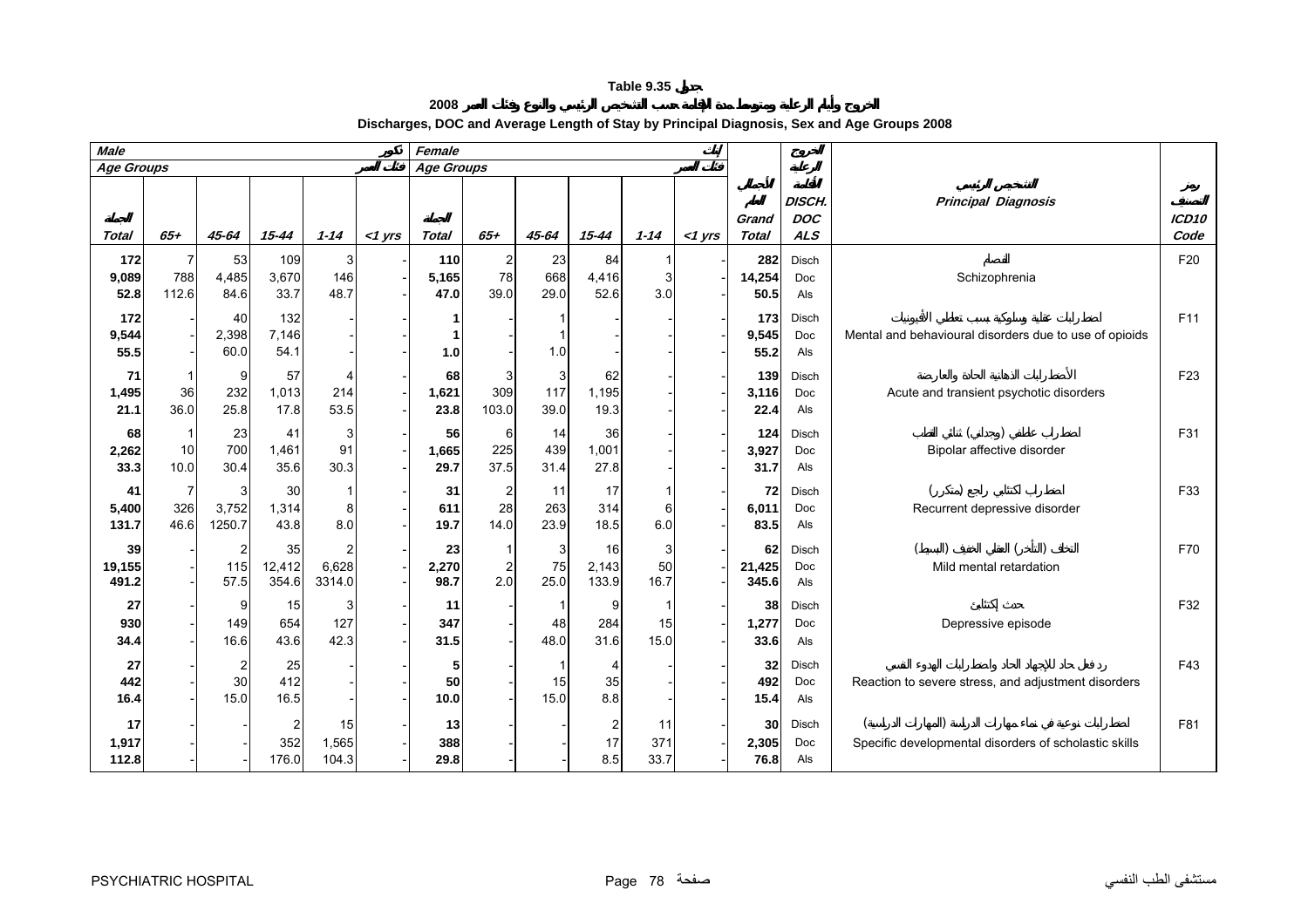# Table 9.35 جدول

## الخروج وأيام الرعاية ومتوسط مدة الإقامة حسب التشخيص الرئيسي والنوع وفئات العمر 2008

## Discharges, DOC and Average Length of Stay by Principal Diagnosis, Sex and Age Groups 2008

| Male ذكور | | | | | | Female إناث | | | | | | | | | |
|---|---|---|---|---|---|---|---|---|---|---|---|---|---|---|---|
| Age Groups فئات العمر | | | | | | Age Groups فئات العمر | | | | | | | | | |
| Total الجملة | 65+ | 45-64 | 15-44 | 1-14 | <1 yrs | Total الجملة | 65+ | 45-64 | 15-44 | 1-14 | <1 yrs | Grand Total الجملة العامة | DISCH. DOC ALS الخروج أيام الرعاية متوسط الإقامة | Principal Diagnosis التشخيص الرئيسي | ICD10 Code رمز التصنيف |
| **172** | 7 | 53 | 109 | 3 | - | **110** | 2 | 23 | 84 | 1 | - | **282** | Disch | الفصام | F20 |
| **9,089** | 788 | 4,485 | 3,670 | 146 | - | **5,165** | 78 | 668 | 4,416 | 3 | - | **14,254** | Doc | Schizophrenia | |
| **52.8** | 112.6 | 84.6 | 33.7 | 48.7 | - | **47.0** | 39.0 | 29.0 | 52.6 | 3.0 | - | **50.5** | Als | | |
| **172** | - | 40 | 132 | - | - | **1** | - | 1 | - | - | - | **173** | Disch | اضطرابات عقلية وسلوكية بسبب تعاطي الأفيونيات | F11 |
| **9,544** | - | 2,398 | 7,146 | - | - | **1** | - | 1 | - | - | - | **9,545** | Doc | Mental and behavioural disorders due to use of opioids | |
| **55.5** | - | 60.0 | 54.1 | - | - | **1.0** | - | 1.0 | - | - | - | **55.2** | Als | | |
| **71** | 1 | 9 | 57 | 4 | - | **68** | 3 | 3 | 62 | - | - | **139** | Disch | الأضطرابات الذهانية الحادة والعارضة | F23 |
| **1,495** | 36 | 232 | 1,013 | 214 | - | **1,621** | 309 | 117 | 1,195 | - | - | **3,116** | Doc | Acute and transient psychotic disorders | |
| **21.1** | 36.0 | 25.8 | 17.8 | 53.5 | - | **23.8** | 103.0 | 39.0 | 19.3 | - | - | **22.4** | Als | | |
| **68** | 1 | 23 | 41 | 3 | - | **56** | 6 | 14 | 36 | - | - | **124** | Disch | اضطراب عاطفي (وجداني) ثنائي القطب | F31 |
| **2,262** | 10 | 700 | 1,461 | 91 | - | **1,665** | 225 | 439 | 1,001 | - | - | **3,927** | Doc | Bipolar affective disorder | |
| **33.3** | 10.0 | 30.4 | 35.6 | 30.3 | - | **29.7** | 37.5 | 31.4 | 27.8 | - | - | **31.7** | Als | | |
| **41** | 7 | 3 | 30 | 1 | - | **31** | 2 | 11 | 17 | 1 | - | **72** | Disch | اضطراب اكتئابي راجع (متكرر) | F33 |
| **5,400** | 326 | 3,752 | 1,314 | 8 | - | **611** | 28 | 263 | 314 | 6 | - | **6,011** | Doc | Recurrent depressive disorder | |
| **131.7** | 46.6 | 1250.7 | 43.8 | 8.0 | - | **19.7** | 14.0 | 23.9 | 18.5 | 6.0 | - | **83.5** | Als | | |
| **39** | - | 2 | 35 | 2 | - | **23** | 1 | 3 | 16 | 3 | - | **62** | Disch | التخلف (التأخر) العقلي الخفيف (البسيط) | F70 |
| **19,155** | - | 115 | 12,412 | 6,628 | - | **2,270** | 2 | 75 | 2,143 | 50 | - | **21,425** | Doc | Mild mental retardation | |
| **491.2** | - | 57.5 | 354.6 | 3314.0 | - | **98.7** | 2.0 | 25.0 | 133.9 | 16.7 | - | **345.6** | Als | | |
| **27** | - | 9 | 15 | 3 | - | **11** | - | 1 | 9 | 1 | - | **38** | Disch | حدث إكتئابي | F32 |
| **930** | - | 149 | 654 | 127 | - | **347** | - | 48 | 284 | 15 | - | **1,277** | Doc | Depressive episode | |
| **34.4** | - | 16.6 | 43.6 | 42.3 | - | **31.5** | - | 48.0 | 31.6 | 15.0 | - | **33.6** | Als | | |
| **27** | - | 2 | 25 | - | - | **5** | - | 1 | 4 | - | - | **32** | Disch | رد فعل حاد للإجهاد الحاد واضطرابات الهدوء النفسي | F43 |
| **442** | - | 30 | 412 | - | - | **50** | - | 15 | 35 | - | - | **492** | Doc | Reaction to severe stress, and adjustment disorders | |
| **16.4** | - | 15.0 | 16.5 | - | - | **10.0** | - | 15.0 | 8.8 | - | - | **15.4** | Als | | |
| **17** | - | - | 2 | 15 | - | **13** | - | - | 2 | 11 | - | **30** | Disch | اضطرابات نوعية في نماء مهارات الدراسة (المهارات الدراسية) | F81 |
| **1,917** | - | - | 352 | 1,565 | - | **388** | - | - | 17 | 371 | - | **2,305** | Doc | Specific developmental disorders of scholastic skills | |
| **112.8** | - | - | 176.0 | 104.3 | - | **29.8** | - | - | 8.5 | 33.7 | - | **76.8** | Als | | |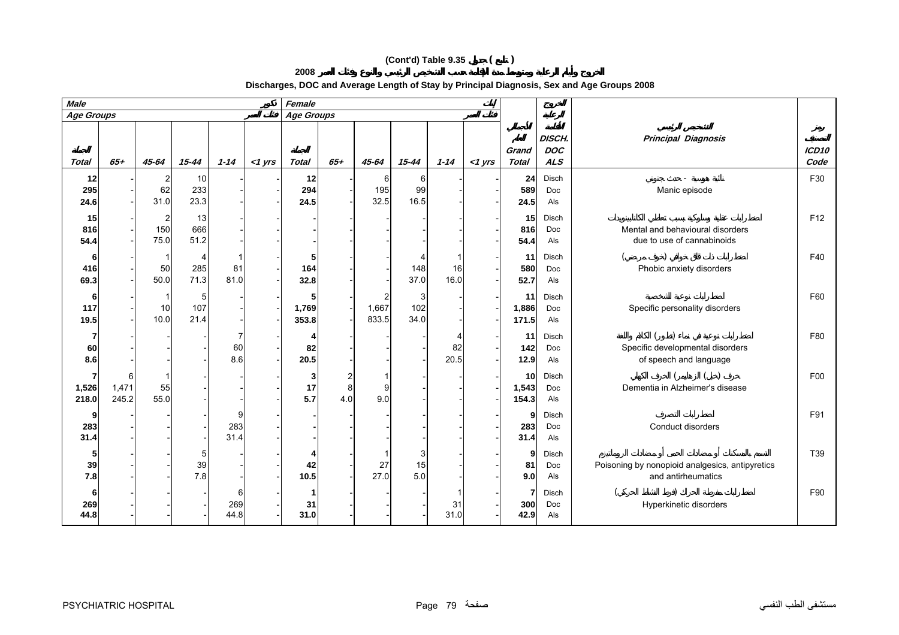# (Cont'd) Table 9.35 جدول ( تابع )

## الخروج وأيام الرعاية ومتوسط مدة الإقامة حسب التشخيص الرئيسي والنوع وفئات العمر 2008

## Discharges, DOC and Average Length of Stay by Principal Diagnosis, Sex and Age Groups 2008

| Male ذكور | | | | | | Female إناث | | | | | | | الخروج | | |
|---|---|---|---|---|---|---|---|---|---|---|---|---|---|---|---|
| Age Groups فئات العمر | | | | | | Age Groups فئات العمر | | | | | | الإجمالي العام | أيام الرعاية ومتوسط الإقامة | التشخيص الرئيسي | رمز التصنيف |
| الجملة Total | 65+ | 45-64 | 15-44 | 1-14 | <1 yrs | الجملة Total | 65+ | 45-64 | 15-44 | 1-14 | <1 yrs | Grand Total | DISCH. DOC ALS | Principal Diagnosis | ICD10 Code |
| 12 | - | 2 | 10 | - | - | 12 | - | 6 | 6 | - | - | 24 | Disch | نائبة هوسية - حدث جنوني | F30 |
| 295 | - | 62 | 233 | - | - | 294 | - | 195 | 99 | - | - | 589 | Doc | Manic episode | |
| 24.6 | - | 31.0 | 23.3 | - | - | 24.5 | - | 32.5 | 16.5 | - | - | 24.5 | Als | | |
| 15 | - | 2 | 13 | - | - | - | - | - | - | - | - | 15 | Disch | اضطرابات عقلية وسلوكية بسبب تعاطي القنابينويدات | F12 |
| 816 | - | 150 | 666 | - | - | - | - | - | - | - | - | 816 | Doc | Mental and behavioural disorders | |
| 54.4 | - | 75.0 | 51.2 | - | - | - | - | - | - | - | - | 54.4 | Als | due to use of cannabinoids | |
| 6 | - | 1 | 4 | 1 | - | 5 | - | - | 4 | 1 | - | 11 | Disch | اضطرابات قلق ذات خواف (خوف مرضي) | F40 |
| 416 | - | 50 | 285 | 81 | - | 164 | - | - | 148 | 16 | - | 580 | Doc | Phobic anxiety disorders | |
| 69.3 | - | 50.0 | 71.3 | 81.0 | - | 32.8 | - | - | 37.0 | 16.0 | - | 52.7 | Als | | |
| 6 | - | 1 | 5 | - | - | 5 | - | 2 | 3 | - | - | 11 | Disch | اضطرابات نوعية للشخصية | F60 |
| 117 | - | 10 | 107 | - | - | 1,769 | - | 1,667 | 102 | - | - | 1,886 | Doc | Specific personality disorders | |
| 19.5 | - | 10.0 | 21.4 | - | - | 353.8 | - | 833.5 | 34.0 | - | - | 171.5 | Als | | |
| 7 | - | - | - | 7 | - | 4 | - | - | - | 4 | - | 11 | Disch | اضطرابات نوعية في نماء (تطور) الكلام واللغة | F80 |
| 60 | - | - | - | 60 | - | 82 | - | - | - | 82 | - | 142 | Doc | Specific developmental disorders | |
| 8.6 | - | - | - | 8.6 | - | 20.5 | - | - | - | 20.5 | - | 12.9 | Als | of speech and language | |
| 7 | 6 | 1 | - | - | - | 3 | 2 | 1 | - | - | - | 10 | Disch | خرف (خبل) (الزهايمر) الخرف الكهلي | F00 |
| 1,526 | 1,471 | 55 | - | - | - | 17 | 8 | 9 | - | - | - | 1,543 | Doc | Dementia in Alzheimer's disease | |
| 218.0 | 245.2 | 55.0 | - | - | - | 5.7 | 4.0 | 9.0 | - | - | - | 154.3 | Als | | |
| 9 | - | - | - | 9 | - | - | - | - | - | - | - | 9 | Disch | اضطرابات التصرف | F91 |
| 283 | - | - | - | 283 | - | - | - | - | - | - | - | 283 | Doc | Conduct disorders | |
| 31.4 | - | - | - | 31.4 | - | - | - | - | - | - | - | 31.4 | Als | | |
| 5 | - | - | 5 | - | - | 4 | - | 1 | 3 | - | - | 9 | Disch | التسمم بالمسكنات أو مضادات الحمى أو مضادات الروماتيزم | T39 |
| 39 | - | - | 39 | - | - | 42 | - | 27 | 15 | - | - | 81 | Doc | Poisoning by nonopioid analgesics, antipyretics | |
| 7.8 | - | - | 7.8 | - | - | 10.5 | - | 27.0 | 5.0 | - | - | 9.0 | Als | and antirheumatics | |
| 6 | - | - | - | 6 | - | 1 | - | - | - | 1 | - | 7 | Disch | اضطرابات مفرطة الحراك (فرط النشاط الحركي) | F90 |
| 269 | - | - | - | 269 | - | 31 | - | - | - | 31 | - | 300 | Doc | Hyperkinetic disorders | |
| 44.8 | - | - | - | 44.8 | - | 31.0 | - | - | - | 31.0 | - | 42.9 | Als | | |

PSYCHIATRIC HOSPITAL — مستشفى الطب النفسي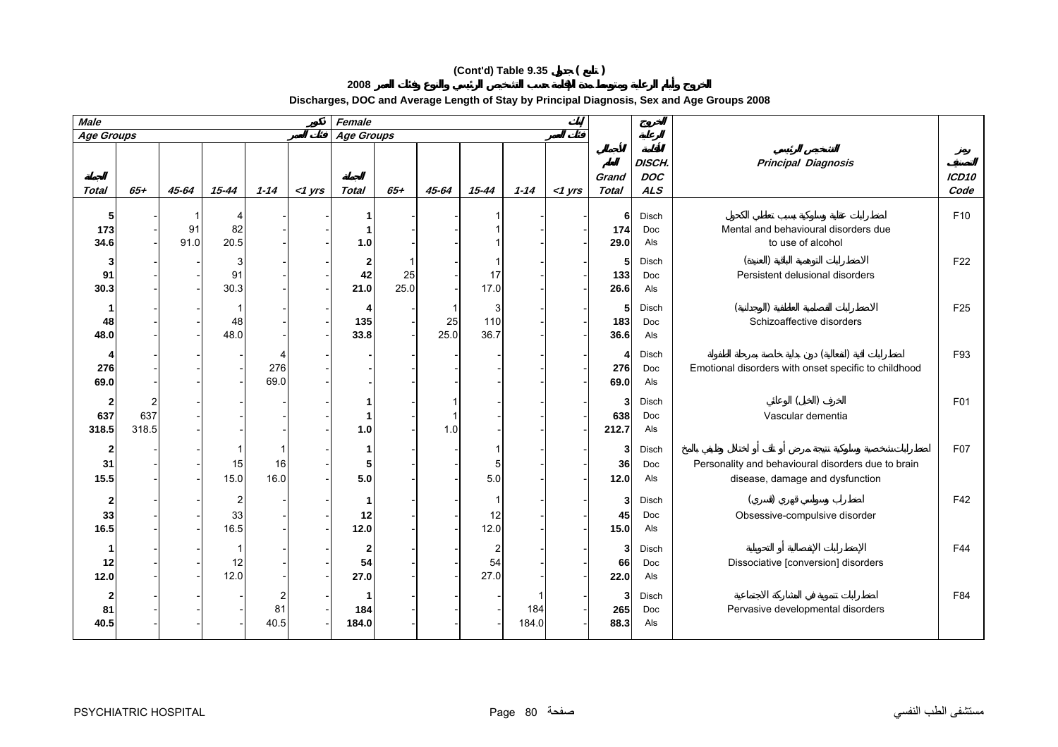## (Cont'd) Table 9.35 جدول ( تابع )

## الخروج وأيام الرعاية ومتوسط مدة الإقامة حسب التشخيص الرئيسي والنوع وفئات العمر 2008

## Discharges, DOC and Average Length of Stay by Principal Diagnosis, Sex and Age Groups 2008

| Male ذكور | | | | | | Female إناث | | | | | | | الخروج | | |
|---|---|---|---|---|---|---|---|---|---|---|---|---|---|---|---|
| Age Groups فئات العمر | | | | | | Age Groups فئات العمر | | | | | | | أيام الرعاية | | |
| Total المجموع | 65+ | 45-64 | 15-44 | 1-14 | <1 yrs | Total المجموع | 65+ | 45-64 | 15-44 | 1-14 | <1 yrs | Grand Total المجموع الكلي | DISCH. DOC ALS متوسط الإقامة | Principal Diagnosis التشخيص الرئيسي | ICD10 Code رمز التصنيف |
| 5 | - | 1 | 4 | - | - | 1 | - | - | 1 | - | - | 6 | Disch | اضطرابات عقلية وسلوكية بسبب تعاطي الكحول | F10 |
| 173 | - | 91 | 82 | - | - | 1 | - | - | 1 | - | - | 174 | Doc | Mental and behavioural disorders due | |
| 34.6 | - | 91.0 | 20.5 | - | - | 1.0 | - | - | 1 | - | - | 29.0 | Als | to use of alcohol | |
| 3 | - | - | 3 | - | - | 2 | 1 | - | 1 | - | - | 5 | Disch | الاضطرابات التوهمية الباقية (العنيدة) | F22 |
| 91 | - | - | 91 | - | - | 42 | 25 | - | 17 | - | - | 133 | Doc | Persistent delusional disorders | |
| 30.3 | - | - | 30.3 | - | - | 21.0 | 25.0 | - | 17.0 | - | - | 26.6 | Als | | |
| 1 | - | - | 1 | - | - | 4 | - | 1 | 3 | - | - | 5 | Disch | الاضطرابات الفصامية العاطفية (الوجدانية) | F25 |
| 48 | - | - | 48 | - | - | 135 | - | 25 | 110 | - | - | 183 | Doc | Schizoaffective disorders | |
| 48.0 | - | - | 48.0 | - | - | 33.8 | - | 25.0 | 36.7 | - | - | 36.6 | Als | | |
| 4 | - | - | - | 4 | - | - | - | - | - | - | - | 4 | Disch | اضطرابات انفعالية (عاطفية) ذات بداية خاصة بمرحلة الطفولة | F93 |
| 276 | - | - | - | 276 | - | - | - | - | - | - | - | 276 | Doc | Emotional disorders with onset specific to childhood | |
| 69.0 | - | - | - | 69.0 | - | - | - | - | - | - | - | 69.0 | Als | | |
| 2 | 2 | - | - | - | - | 1 | - | 1 | - | - | - | 3 | Disch | الخرف (الخبل) الوعائي | F01 |
| 637 | 637 | - | - | - | - | 1 | - | 1 | - | - | - | 638 | Doc | Vascular dementia | |
| 318.5 | 318.5 | - | - | - | - | 1.0 | - | 1.0 | - | - | - | 212.7 | Als | | |
| 2 | - | - | 1 | 1 | - | 1 | - | - | 1 | - | - | 3 | Disch | اضطرابات شخصية وسلوكية نتيجة مرض أو تلف أو اختلال وظيفي بالمخ | F07 |
| 31 | - | - | 15 | 16 | - | 5 | - | - | 5 | - | - | 36 | Doc | Personality and behavioural disorders due to brain | |
| 15.5 | - | - | 15.0 | 16.0 | - | 5.0 | - | - | 5.0 | - | - | 12.0 | Als | disease, damage and dysfunction | |
| 2 | - | - | 2 | - | - | 1 | - | - | 1 | - | - | 3 | Disch | اضطراب وسواسي قهري (قسري) | F42 |
| 33 | - | - | 33 | - | - | 12 | - | - | 12 | - | - | 45 | Doc | Obsessive-compulsive disorder | |
| 16.5 | - | - | 16.5 | - | - | 12.0 | - | - | 12.0 | - | - | 15.0 | Als | | |
| 1 | - | - | 1 | - | - | 2 | - | - | 2 | - | - | 3 | Disch | الاضطرابات الانفصالية أو التحويلية | F44 |
| 12 | - | - | 12 | - | - | 54 | - | - | 54 | - | - | 66 | Doc | Dissociative [conversion] disorders | |
| 12.0 | - | - | 12.0 | - | - | 27.0 | - | - | 27.0 | - | - | 22.0 | Als | | |
| 2 | - | - | - | 2 | - | 1 | - | - | - | 1 | - | 3 | Disch | اضطرابات تنموية في المشاركة الاجتماعية | F84 |
| 81 | - | - | - | 81 | - | 184 | - | - | - | 184 | - | 265 | Doc | Pervasive developmental disorders | |
| 40.5 | - | - | - | 40.5 | - | 184.0 | - | - | - | 184.0 | - | 88.3 | Als | | |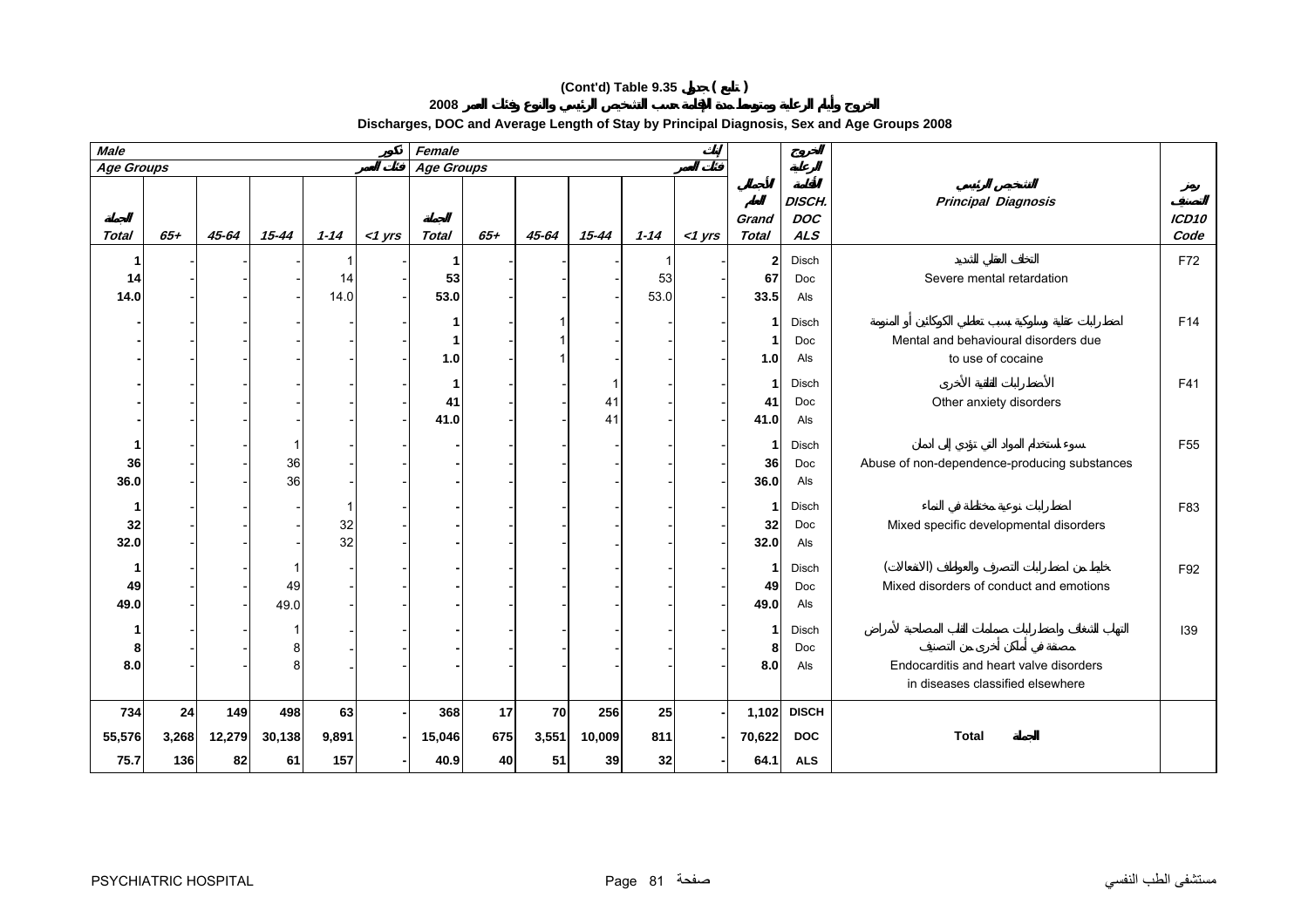# (Cont'd) Table 9.35 جدول ( تابع )

## الخروج وأيام الرعاية ومتوسط مدة الإقامة حسب التشخيص الرئيسي والنوع وفئات العمر 2008

## Discharges, DOC and Average Length of Stay by Principal Diagnosis, Sex and Age Groups 2008

| Male ذكور | | | | | | Female إناث | | | | | | | | | |
|---|---|---|---|---|---|---|---|---|---|---|---|---|---|---|---|
| Age Groups فئات العمر | | | | | | Age Groups فئات العمر | | | | | | | | | |
| Total الجملة | 65+ | 45-64 | 15-44 | 1-14 | <1 yrs | Total الجملة | 65+ | 45-64 | 15-44 | 1-14 | <1 yrs | Grand Total الإجمالي العام | الخروج أيام الرعاية متوسط الإقامة DISCH. DOC ALS | التشخيص الرئيسي Principal Diagnosis | رمز التصنيف ICD10 Code |
| 1 | - | - | - | 1 | - | 1 | - | - | - | 1 | - | 2 | Disch | التخلف العقلي الشديد | F72 |
| 14 | - | - | - | 14 | - | 53 | - | - | - | 53 | - | 67 | Doc | Severe mental retardation | |
| 14.0 | - | - | - | 14.0 | - | 53.0 | - | - | - | 53.0 | - | 33.5 | Als | | |
| - | - | - | - | - | - | 1 | - | 1 | - | - | - | 1 | Disch | اضطرابات عقلية وسلوكية بسبب تعاطي الكوكائين أو المنومة | F14 |
| - | - | - | - | - | - | 1 | - | 1 | - | - | - | 1 | Doc | Mental and behavioural disorders due | |
| - | - | - | - | - | - | 1.0 | - | 1 | - | - | - | 1.0 | Als | to use of cocaine | |
| - | - | - | - | - | - | 1 | - | - | 1 | - | - | 1 | Disch | الاضطرابات القلقية الأخرى | F41 |
| - | - | - | - | - | - | 41 | - | - | 41 | - | - | 41 | Doc | Other anxiety disorders | |
| - | - | - | - | - | - | 41.0 | - | - | 41 | - | - | 41.0 | Als | | |
| 1 | - | - | 1 | - | - | - | - | - | - | - | - | 1 | Disch | سوء استخدام المواد التي لا تؤدي إلى إدمان | F55 |
| 36 | - | - | 36 | - | - | - | - | - | - | - | - | 36 | Doc | Abuse of non-dependence-producing substances | |
| 36.0 | - | - | 36 | - | - | - | - | - | - | - | - | 36.0 | Als | | |
| 1 | - | - | - | 1 | - | - | - | - | - | - | - | 1 | Disch | اضطرابات نوعية مختلطة في النماء | F83 |
| 32 | - | - | - | 32 | - | - | - | - | - | - | - | 32 | Doc | Mixed specific developmental disorders | |
| 32.0 | - | - | - | 32 | - | - | - | - | - | - | - | 32.0 | Als | | |
| 1 | - | - | 1 | - | - | - | - | - | - | - | - | 1 | Disch | خليط من اضطرابات التصرف والعواطف (الانفعالات) | F92 |
| 49 | - | - | 49 | - | - | - | - | - | - | - | - | 49 | Doc | Mixed disorders of conduct and emotions | |
| 49.0 | - | - | 49.0 | - | - | - | - | - | - | - | - | 49.0 | Als | | |
| 1 | - | - | 1 | - | - | - | - | - | - | - | - | 1 | Disch | التهاب الشغاف واضطرابات صمامات القلب المصاحبة لأمراض مصنفة في أماكن أخرى من التصنيف | I39 |
| 8 | - | - | 8 | - | - | - | - | - | - | - | - | 8 | Doc | Endocarditis and heart valve disorders | |
| 8.0 | - | - | 8 | - | - | - | - | - | - | - | - | 8.0 | Als | in diseases classified elsewhere | |
| **734** | **24** | **149** | **498** | **63** | **-** | **368** | **17** | **70** | **256** | **25** | **-** | **1,102** | **DISCH** | | |
| **55,576** | **3,268** | **12,279** | **30,138** | **9,891** | **-** | **15,046** | **675** | **3,551** | **10,009** | **811** | **-** | **70,622** | **DOC** | **Total الجملة** | |
| **75.7** | **136** | **82** | **61** | **157** | **-** | **40.9** | **40** | **51** | **39** | **32** | **-** | **64.1** | **ALS** | | |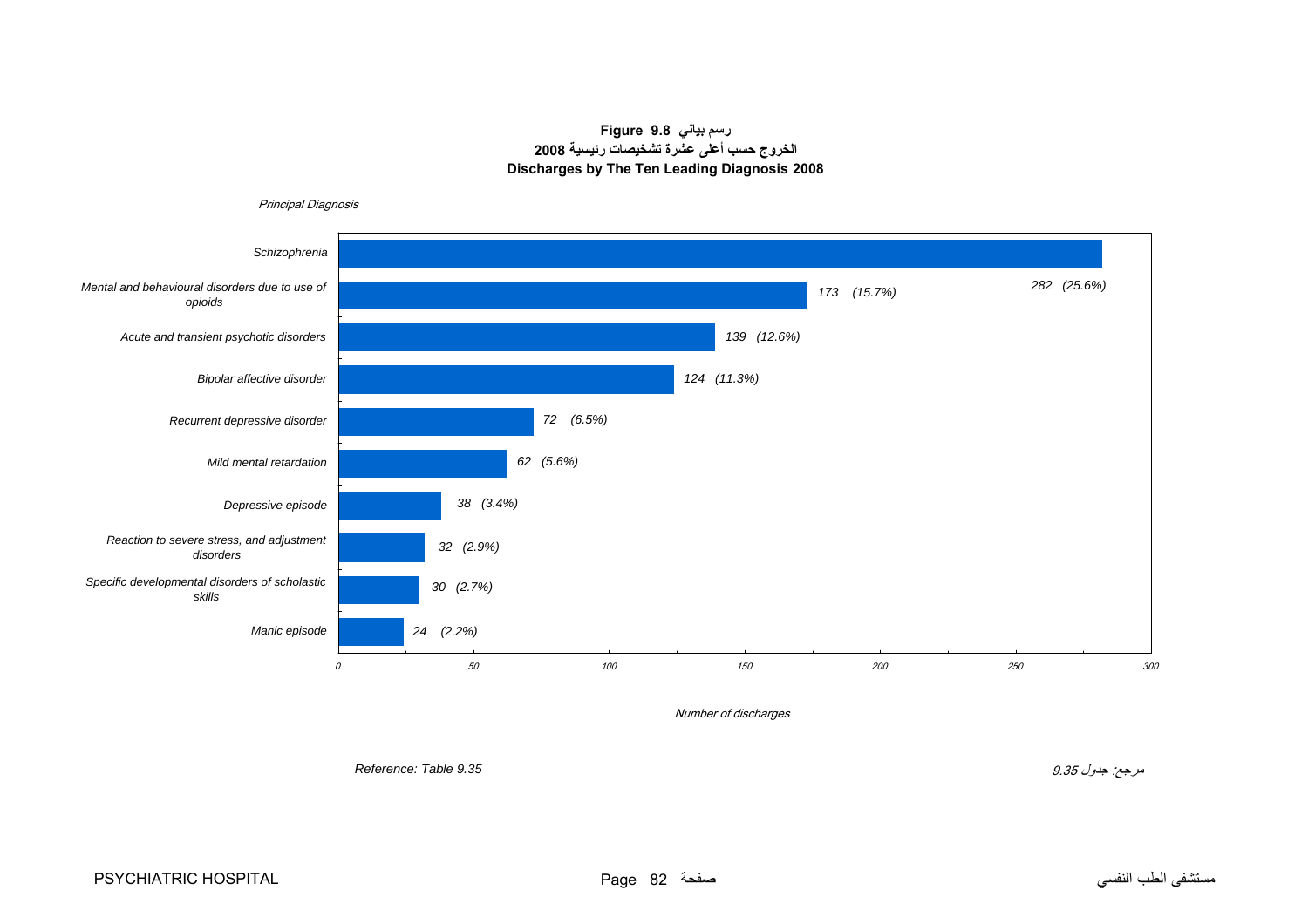**Figure 9.8 رسم بياني**

**الخروج حسب أعلى عشرة تشخيصات رئيسية 2008**

**Discharges by The Ten Leading Diagnosis 2008**

| Principal Diagnosis | Number of discharges |
|---|---|
| Schizophrenia | 282 (25.6%) |
| Mental and behavioural disorders due to use of opioids | 173 (15.7%) |
| Acute and transient psychotic disorders | 139 (12.6%) |
| Bipolar affective disorder | 124 (11.3%) |
| Recurrent depressive disorder | 72 (6.5%) |
| Mild mental retardation | 62 (5.6%) |
| Depressive episode | 38 (3.4%) |
| Reaction to severe stress, and adjustment disorders | 32 (2.9%) |
| Specific developmental disorders of scholastic skills | 30 (2.7%) |
| Manic episode | 24 (2.2%) |

*Reference: Table 9.35*

*مرجع: جدول 9.35*

PSYCHIATRIC HOSPITAL مستشفى الطب النفسي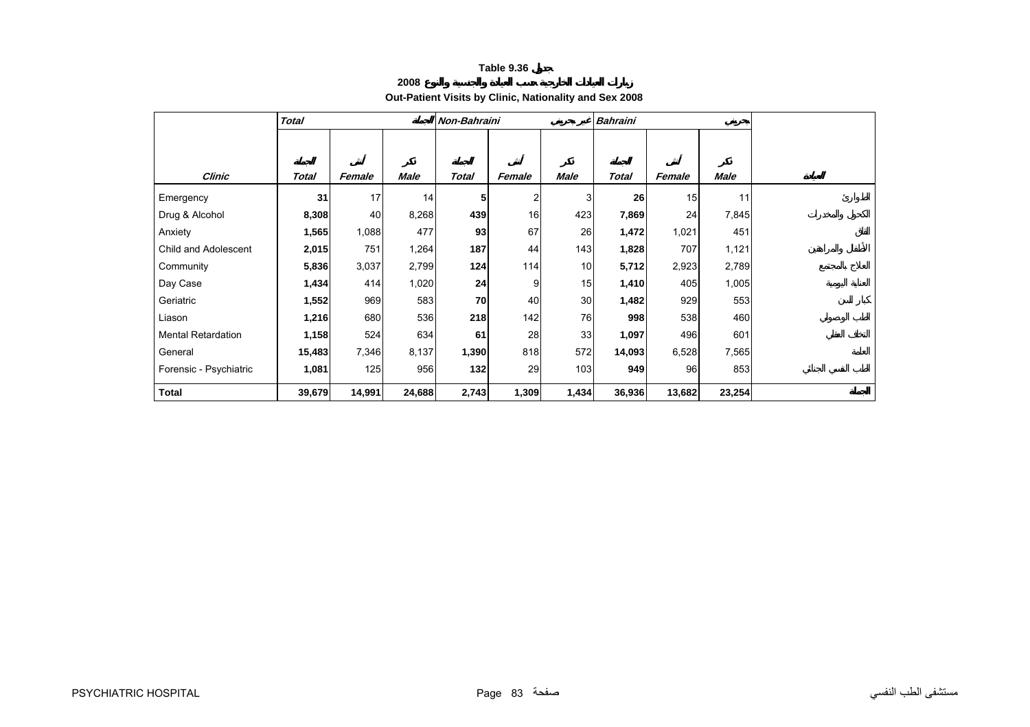**Table 9.36 جدول**

**زيارات العيادات الخارجية حسب العيادة والجنسية والنوع 2008**

**Out-Patient Visits by Clinic, Nationality and Sex 2008**

| | *Total* الجملة | | | *Non-Bahraini* غير بحريني | | | *Bahraini* بحريني | | | |
|---|---|---|---|---|---|---|---|---|---|---|
| *Clinic* | الجملة *Total* | أنثى *Female* | ذكر *Male* | الجملة *Total* | أنثى *Female* | ذكر *Male* | الجملة *Total* | أنثى *Female* | ذكر *Male* | العيادة |
| Emergency | **31** | 17 | 14 | **5** | 2 | 3 | **26** | 15 | 11 | الطوارئ |
| Drug & Alcohol | **8,308** | 40 | 8,268 | **439** | 16 | 423 | **7,869** | 24 | 7,845 | الكحول والمخدرات |
| Anxiety | **1,565** | 1,088 | 477 | **93** | 67 | 26 | **1,472** | 1,021 | 451 | القلق |
| Child and Adolescent | **2,015** | 751 | 1,264 | **187** | 44 | 143 | **1,828** | 707 | 1,121 | الأطفال والمراهقين |
| Community | **5,836** | 3,037 | 2,799 | **124** | 114 | 10 | **5,712** | 2,923 | 2,789 | العلاج بالمجتمع |
| Day Case | **1,434** | 414 | 1,020 | **24** | 9 | 15 | **1,410** | 405 | 1,005 | العناية اليومية |
| Geriatric | **1,552** | 969 | 583 | **70** | 40 | 30 | **1,482** | 929 | 553 | كبار السن |
| Liason | **1,216** | 680 | 536 | **218** | 142 | 76 | **998** | 538 | 460 | الطب الوصولي |
| Mental Retardation | **1,158** | 524 | 634 | **61** | 28 | 33 | **1,097** | 496 | 601 | التخلف العقلي |
| General | **15,483** | 7,346 | 8,137 | **1,390** | 818 | 572 | **14,093** | 6,528 | 7,565 | العامة |
| Forensic - Psychiatric | **1,081** | 125 | 956 | **132** | 29 | 103 | **949** | 96 | 853 | الطب النفسي الجنائي |
| **Total** | **39,679** | **14,991** | **24,688** | **2,743** | **1,309** | **1,434** | **36,936** | **13,682** | **23,254** | **الجملة** |